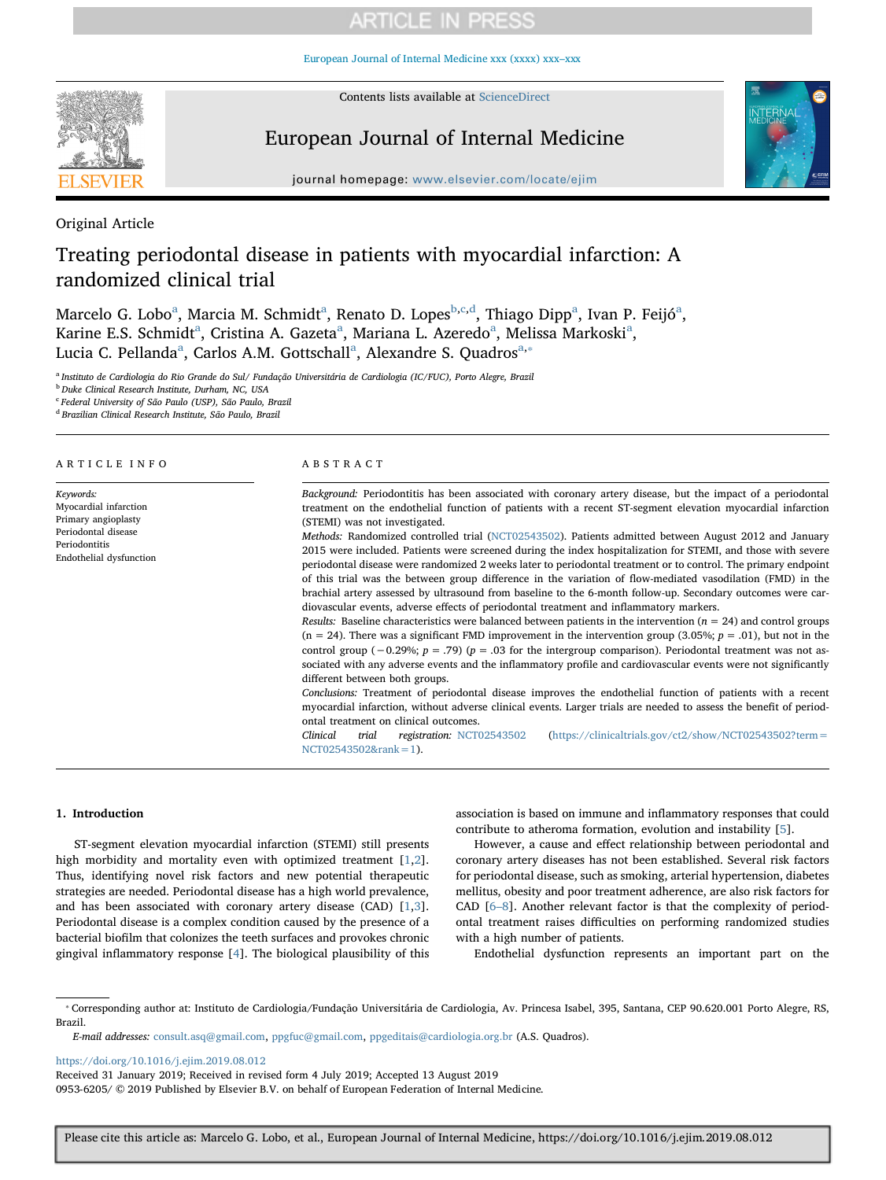Original Article

# Treating periodontal disease in patients with myocardial infarction: A randomized clinical trial

Marcelo G. Lobo[a], Marcia M. Schmidt[a], Renato D. Lopes[b,c,d], Thiago Dipp[a], Ivan P. Feijó[a], Karine E.S. Schmidt[a], Cristina A. Gazeta[a], Mariana L. Azeredo[a], Melissa Markoski[a], Lucia C. Pellanda[a], Carlos A.M. Gottschall[a], Alexandre S. Quadros[a,*]

[a] Instituto de Cardiologia do Rio Grande do Sul/ Fundação Universitária de Cardiologia (IC/FUC), Porto Alegre, Brazil
[b] Duke Clinical Research Institute, Durham, NC, USA
[c] Federal University of São Paulo (USP), São Paulo, Brazil
[d] Brazilian Clinical Research Institute, São Paulo, Brazil

## ARTICLE INFO

*Keywords:*
Myocardial infarction
Primary angioplasty
Periodontal disease
Periodontitis
Endothelial dysfunction

## ABSTRACT

*Background:* Periodontitis has been associated with coronary artery disease, but the impact of a periodontal treatment on the endothelial function of patients with a recent ST-segment elevation myocardial infarction (STEMI) was not investigated.

*Methods:* Randomized controlled trial (NCT02543502). Patients admitted between August 2012 and January 2015 were included. Patients were screened during the index hospitalization for STEMI, and those with severe periodontal disease were randomized 2 weeks later to periodontal treatment or to control. The primary endpoint of this trial was the between group difference in the variation of flow-mediated vasodilation (FMD) in the brachial artery assessed by ultrasound from baseline to the 6-month follow-up. Secondary outcomes were cardiovascular events, adverse effects of periodontal treatment and inflammatory markers.

*Results:* Baseline characteristics were balanced between patients in the intervention ($n$ = 24) and control groups (n = 24). There was a significant FMD improvement in the intervention group (3.05%; $p$ = .01), but not in the control group (−0.29%; $p$ = .79) ($p$ = .03 for the intergroup comparison). Periodontal treatment was not associated with any adverse events and the inflammatory profile and cardiovascular events were not significantly different between both groups.

*Conclusions:* Treatment of periodontal disease improves the endothelial function of patients with a recent myocardial infarction, without adverse clinical events. Larger trials are needed to assess the benefit of periodontal treatment on clinical outcomes.

*Clinical trial registration:* NCT02543502 (https://clinicaltrials.gov/ct2/show/NCT02543502?term=NCT02543502&rank=1).

## 1. Introduction

ST-segment elevation myocardial infarction (STEMI) still presents high morbidity and mortality even with optimized treatment [1,2]. Thus, identifying novel risk factors and new potential therapeutic strategies are needed. Periodontal disease has a high world prevalence, and has been associated with coronary artery disease (CAD) [1,3]. Periodontal disease is a complex condition caused by the presence of a bacterial biofilm that colonizes the teeth surfaces and provokes chronic gingival inflammatory response [4]. The biological plausibility of this association is based on immune and inflammatory responses that could contribute to atheroma formation, evolution and instability [5].

However, a cause and effect relationship between periodontal and coronary artery diseases has not been established. Several risk factors for periodontal disease, such as smoking, arterial hypertension, diabetes mellitus, obesity and poor treatment adherence, are also risk factors for CAD [6–8]. Another relevant factor is that the complexity of periodontal treatment raises difficulties on performing randomized studies with a high number of patients.

Endothelial dysfunction represents an important part on the

* Corresponding author at: Instituto de Cardiologia/Fundação Universitária de Cardiologia, Av. Princesa Isabel, 395, Santana, CEP 90.620.001 Porto Alegre, RS, Brazil.
*E-mail addresses:* consult.asq@gmail.com, ppgfuc@gmail.com, ppgeditais@cardiologia.org.br (A.S. Quadros).

https://doi.org/10.1016/j.ejim.2019.08.012
Received 31 January 2019; Received in revised form 4 July 2019; Accepted 13 August 2019
0953-6205/ © 2019 Published by Elsevier B.V. on behalf of European Federation of Internal Medicine.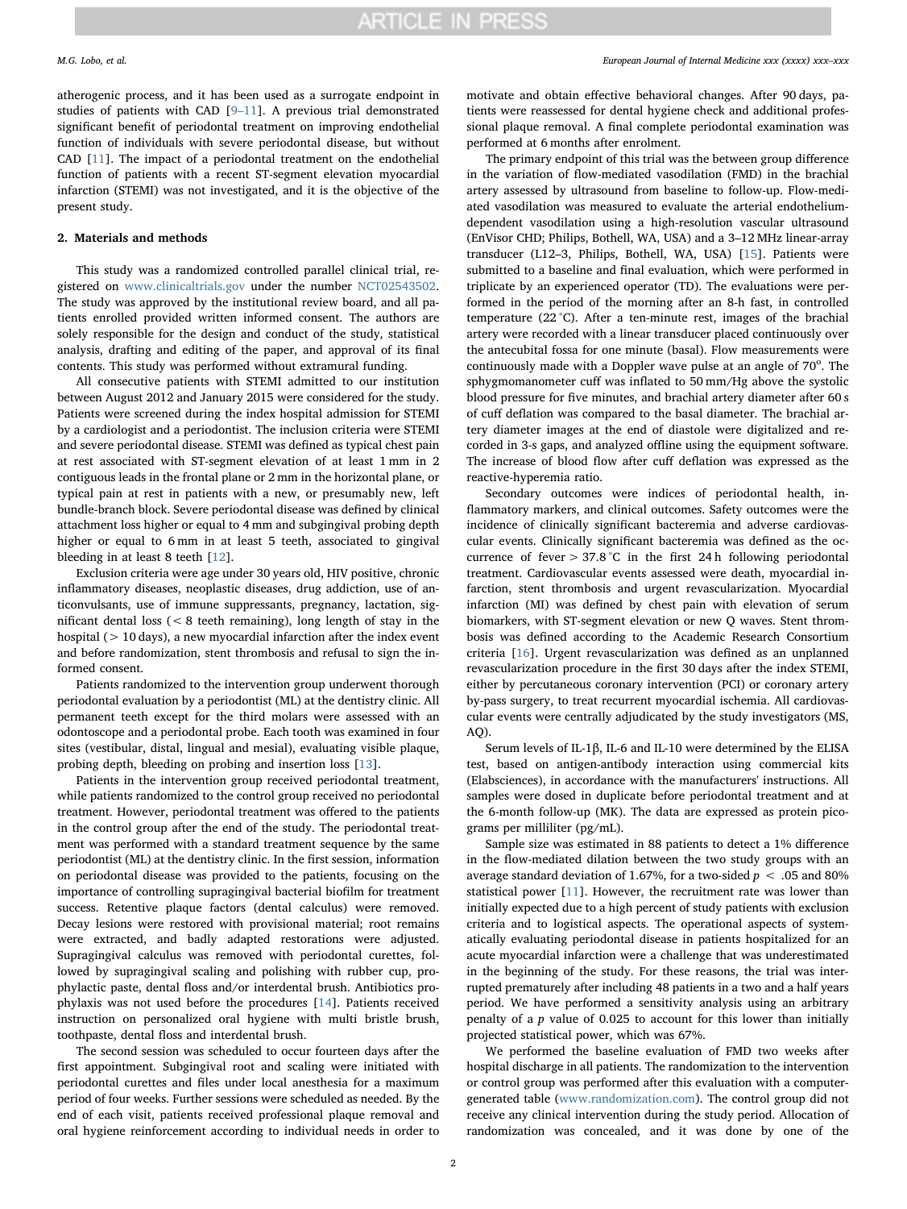atherogenic process, and it has been used as a surrogate endpoint in studies of patients with CAD [9–11]. A previous trial demonstrated significant benefit of periodontal treatment on improving endothelial function of individuals with severe periodontal disease, but without CAD [11]. The impact of a periodontal treatment on the endothelial function of patients with a recent ST-segment elevation myocardial infarction (STEMI) was not investigated, and it is the objective of the present study.

## 2. Materials and methods

This study was a randomized controlled parallel clinical trial, registered on www.clinicaltrials.gov under the number NCT02543502. The study was approved by the institutional review board, and all patients enrolled provided written informed consent. The authors are solely responsible for the design and conduct of the study, statistical analysis, drafting and editing of the paper, and approval of its final contents. This study was performed without extramural funding.

All consecutive patients with STEMI admitted to our institution between August 2012 and January 2015 were considered for the study. Patients were screened during the index hospital admission for STEMI by a cardiologist and a periodontist. The inclusion criteria were STEMI and severe periodontal disease. STEMI was defined as typical chest pain at rest associated with ST-segment elevation of at least 1 mm in 2 contiguous leads in the frontal plane or 2 mm in the horizontal plane, or typical pain at rest in patients with a new, or presumably new, left bundle-branch block. Severe periodontal disease was defined by clinical attachment loss higher or equal to 4 mm and subgingival probing depth higher or equal to 6 mm in at least 5 teeth, associated to gingival bleeding in at least 8 teeth [12].

Exclusion criteria were age under 30 years old, HIV positive, chronic inflammatory diseases, neoplastic diseases, drug addiction, use of anticonvulsants, use of immune suppressants, pregnancy, lactation, significant dental loss (< 8 teeth remaining), long length of stay in the hospital (> 10 days), a new myocardial infarction after the index event and before randomization, stent thrombosis and refusal to sign the informed consent.

Patients randomized to the intervention group underwent thorough periodontal evaluation by a periodontist (ML) at the dentistry clinic. All permanent teeth except for the third molars were assessed with an odontoscope and a periodontal probe. Each tooth was examined in four sites (vestibular, distal, lingual and mesial), evaluating visible plaque, probing depth, bleeding on probing and insertion loss [13].

Patients in the intervention group received periodontal treatment, while patients randomized to the control group received no periodontal treatment. However, periodontal treatment was offered to the patients in the control group after the end of the study. The periodontal treatment was performed with a standard treatment sequence by the same periodontist (ML) at the dentistry clinic. In the first session, information on periodontal disease was provided to the patients, focusing on the importance of controlling supragingival bacterial biofilm for treatment success. Retentive plaque factors (dental calculus) were removed. Decay lesions were restored with provisional material; root remains were extracted, and badly adapted restorations were adjusted. Supragingival calculus was removed with periodontal curettes, followed by supragingival scaling and polishing with rubber cup, prophylactic paste, dental floss and/or interdental brush. Antibiotics prophylaxis was not used before the procedures [14]. Patients received instruction on personalized oral hygiene with multi bristle brush, toothpaste, dental floss and interdental brush.

The second session was scheduled to occur fourteen days after the first appointment. Subgingival root and scaling were initiated with periodontal curettes and files under local anesthesia for a maximum period of four weeks. Further sessions were scheduled as needed. By the end of each visit, patients received professional plaque removal and oral hygiene reinforcement according to individual needs in order to motivate and obtain effective behavioral changes. After 90 days, patients were reassessed for dental hygiene check and additional professional plaque removal. A final complete periodontal examination was performed at 6 months after enrolment.

The primary endpoint of this trial was the between group difference in the variation of flow-mediated vasodilation (FMD) in the brachial artery assessed by ultrasound from baseline to follow-up. Flow-mediated vasodilation was measured to evaluate the arterial endothelium-dependent vasodilation using a high-resolution vascular ultrasound (EnVisor CHD; Philips, Bothell, WA, USA) and a 3–12 MHz linear-array transducer (L12–3, Philips, Bothell, WA, USA) [15]. Patients were submitted to a baseline and final evaluation, which were performed in triplicate by an experienced operator (TD). The evaluations were performed in the period of the morning after an 8-h fast, in controlled temperature (22 °C). After a ten-minute rest, images of the brachial artery were recorded with a linear transducer placed continuously over the antecubital fossa for one minute (basal). Flow measurements were continuously made with a Doppler wave pulse at an angle of 70°. The sphygmomanometer cuff was inflated to 50 mm/Hg above the systolic blood pressure for five minutes, and brachial artery diameter after 60 s of cuff deflation was compared to the basal diameter. The brachial artery diameter images at the end of diastole were digitalized and recorded in 3-s gaps, and analyzed offline using the equipment software. The increase of blood flow after cuff deflation was expressed as the reactive-hyperemia ratio.

Secondary outcomes were indices of periodontal health, inflammatory markers, and clinical outcomes. Safety outcomes were the incidence of clinically significant bacteremia and adverse cardiovascular events. Clinically significant bacteremia was defined as the occurrence of fever > 37.8 °C in the first 24 h following periodontal treatment. Cardiovascular events assessed were death, myocardial infarction, stent thrombosis and urgent revascularization. Myocardial infarction (MI) was defined by chest pain with elevation of serum biomarkers, with ST-segment elevation or new Q waves. Stent thrombosis was defined according to the Academic Research Consortium criteria [16]. Urgent revascularization was defined as an unplanned revascularization procedure in the first 30 days after the index STEMI, either by percutaneous coronary intervention (PCI) or coronary artery by-pass surgery, to treat recurrent myocardial ischemia. All cardiovascular events were centrally adjudicated by the study investigators (MS, AQ).

Serum levels of IL-1β, IL-6 and IL-10 were determined by the ELISA test, based on antigen-antibody interaction using commercial kits (Elabsciences), in accordance with the manufacturers' instructions. All samples were dosed in duplicate before periodontal treatment and at the 6-month follow-up (MK). The data are expressed as protein picograms per milliliter (pg/mL).

Sample size was estimated in 88 patients to detect a 1% difference in the flow-mediated dilation between the two study groups with an average standard deviation of 1.67%, for a two-sided $p < .05$ and 80% statistical power [11]. However, the recruitment rate was lower than initially expected due to a high percent of study patients with exclusion criteria and to logistical aspects. The operational aspects of systematically evaluating periodontal disease in patients hospitalized for an acute myocardial infarction were a challenge that was underestimated in the beginning of the study. For these reasons, the trial was interrupted prematurely after including 48 patients in a two and a half years period. We have performed a sensitivity analysis using an arbitrary penalty of a $p$ value of 0.025 to account for this lower than initially projected statistical power, which was 67%.

We performed the baseline evaluation of FMD two weeks after hospital discharge in all patients. The randomization to the intervention or control group was performed after this evaluation with a computer-generated table (www.randomization.com). The control group did not receive any clinical intervention during the study period. Allocation of randomization was concealed, and it was done by one of the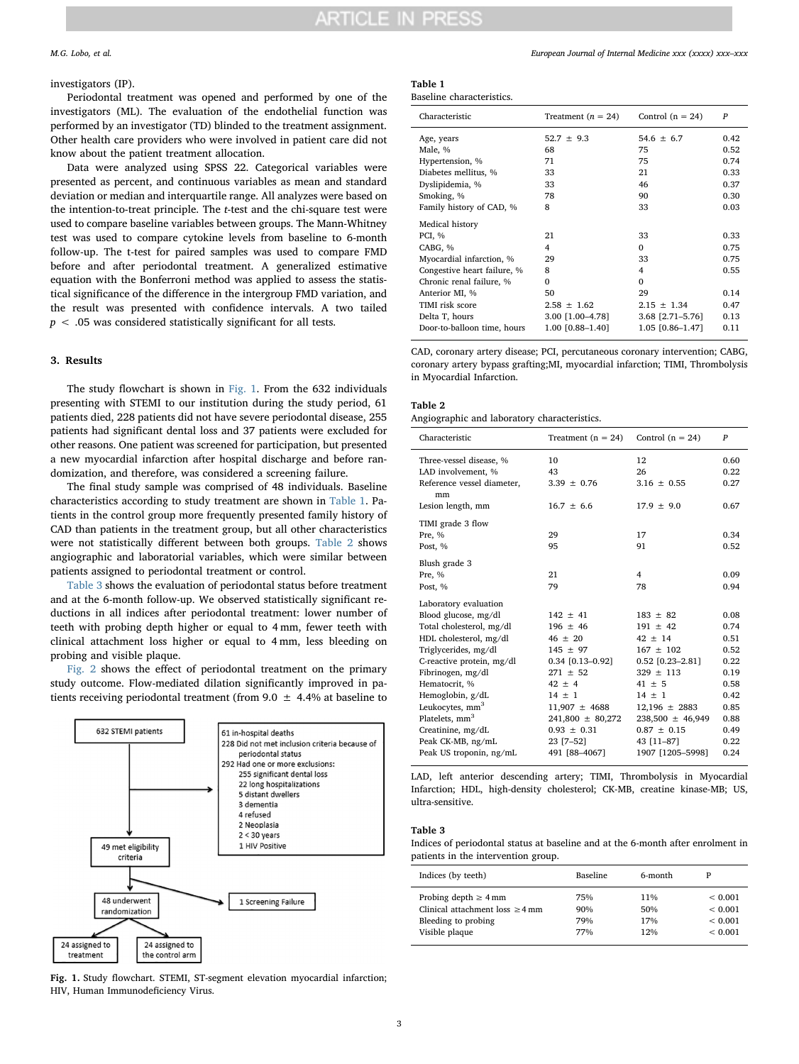investigators (IP).

Periodontal treatment was opened and performed by one of the investigators (ML). The evaluation of the endothelial function was performed by an investigator (TD) blinded to the treatment assignment. Other health care providers who were involved in patient care did not know about the patient treatment allocation.

Data were analyzed using SPSS 22. Categorical variables were presented as percent, and continuous variables as mean and standard deviation or median and interquartile range. All analyzes were based on the intention-to-treat principle. The *t*-test and the chi-square test were used to compare baseline variables between groups. The Mann-Whitney test was used to compare cytokine levels from baseline to 6-month follow-up. The t-test for paired samples was used to compare FMD before and after periodontal treatment. A generalized estimative equation with the Bonferroni method was applied to assess the statistical significance of the difference in the intergroup FMD variation, and the result was presented with confidence intervals. A two tailed $p < .05$ was considered statistically significant for all tests.

## 3. Results

The study flowchart is shown in Fig. 1. From the 632 individuals presenting with STEMI to our institution during the study period, 61 patients died, 228 patients did not have severe periodontal disease, 255 patients had significant dental loss and 37 patients were excluded for other reasons. One patient was screened for participation, but presented a new myocardial infarction after hospital discharge and before randomization, and therefore, was considered a screening failure.

The final study sample was comprised of 48 individuals. Baseline characteristics according to study treatment are shown in Table 1. Patients in the control group more frequently presented family history of CAD than patients in the treatment group, but all other characteristics were not statistically different between both groups. Table 2 shows angiographic and laboratorial variables, which were similar between patients assigned to periodontal treatment or control.

Table 3 shows the evaluation of periodontal status before treatment and at the 6-month follow-up. We observed statistically significant reductions in all indices after periodontal treatment: lower number of teeth with probing depth higher or equal to 4 mm, fewer teeth with clinical attachment loss higher or equal to 4 mm, less bleeding on probing and visible plaque.

Fig. 2 shows the effect of periodontal treatment on the primary study outcome. Flow-mediated dilation significantly improved in patients receiving periodontal treatment (from 9.0 ± 4.4% at baseline to

```
632 STEMI patients
  -> 61 in-hospital deaths
     228 Did not met inclusion criteria because of periodontal status
     292 Had one or more exclusions:
         255 significant dental loss
         22 long hospitalizations
         5 distant dwellers
         3 dementia
         4 refused
         2 Neoplasia
         2 < 30 years
         1 HIV Positive
49 met eligibility criteria
  -> 1 Screening Failure
48 underwent randomization
  -> 24 assigned to treatment
  -> 24 assigned to the control arm
```

**Fig. 1.** Study flowchart. STEMI, ST-segment elevation myocardial infarction; HIV, Human Immunodeficiency Virus.

**Table 1**
Baseline characteristics.

| Characteristic | Treatment (*n* = 24) | Control (n = 24) | *P* |
|---|---|---|---|
| Age, years | 52.7 ± 9.3 | 54.6 ± 6.7 | 0.42 |
| Male, % | 68 | 75 | 0.52 |
| Hypertension, % | 71 | 75 | 0.74 |
| Diabetes mellitus, % | 33 | 21 | 0.33 |
| Dyslipidemia, % | 33 | 46 | 0.37 |
| Smoking, % | 78 | 90 | 0.30 |
| Family history of CAD, % | 8 | 33 | 0.03 |
| Medical history | | | |
| PCI, % | 21 | 33 | 0.33 |
| CABG, % | 4 | 0 | 0.75 |
| Myocardial infarction, % | 29 | 33 | 0.75 |
| Congestive heart failure, % | 8 | 4 | 0.55 |
| Chronic renal failure, % | 0 | 0 | |
| Anterior MI, % | 50 | 29 | 0.14 |
| TIMI risk score | 2.58 ± 1.62 | 2.15 ± 1.34 | 0.47 |
| Delta T, hours | 3.00 [1.00–4.78] | 3.68 [2.71–5.76] | 0.13 |
| Door-to-balloon time, hours | 1.00 [0.88–1.40] | 1.05 [0.86–1.47] | 0.11 |

CAD, coronary artery disease; PCI, percutaneous coronary intervention; CABG, coronary artery bypass grafting;MI, myocardial infarction; TIMI, Thrombolysis in Myocardial Infarction.

**Table 2**
Angiographic and laboratory characteristics.

| Characteristic | Treatment (n = 24) | Control (n = 24) | *P* |
|---|---|---|---|
| Three-vessel disease, % | 10 | 12 | 0.60 |
| LAD involvement, % | 43 | 26 | 0.22 |
| Reference vessel diameter, mm | 3.39 ± 0.76 | 3.16 ± 0.55 | 0.27 |
| Lesion length, mm | 16.7 ± 6.6 | 17.9 ± 9.0 | 0.67 |
| TIMI grade 3 flow | | | |
| Pre, % | 29 | 17 | 0.34 |
| Post, % | 95 | 91 | 0.52 |
| Blush grade 3 | | | |
| Pre, % | 21 | 4 | 0.09 |
| Post, % | 79 | 78 | 0.94 |
| Laboratory evaluation | | | |
| Blood glucose, mg/dl | 142 ± 41 | 183 ± 82 | 0.08 |
| Total cholesterol, mg/dl | 196 ± 46 | 191 ± 42 | 0.74 |
| HDL cholesterol, mg/dl | 46 ± 20 | 42 ± 14 | 0.51 |
| Triglycerides, mg/dl | 145 ± 97 | 167 ± 102 | 0.52 |
| C-reactive protein, mg/dl | 0.34 [0.13–0.92] | 0.52 [0.23–2.81] | 0.22 |
| Fibrinogen, mg/dl | 271 ± 52 | 329 ± 113 | 0.19 |
| Hematocrit, % | 42 ± 4 | 41 ± 5 | 0.58 |
| Hemoglobin, g/dL | 14 ± 1 | 14 ± 1 | 0.42 |
| Leukocytes, $mm^3$ | 11,907 ± 4688 | 12,196 ± 2883 | 0.85 |
| Platelets, $mm^3$ | 241,800 ± 80,272 | 238,500 ± 46,949 | 0.88 |
| Creatinine, mg/dL | 0.93 ± 0.31 | 0.87 ± 0.15 | 0.49 |
| Peak CK-MB, ng/mL | 23 [7–52] | 43 [11–87] | 0.22 |
| Peak US troponin, ng/mL | 491 [88–4067] | 1907 [1205–5998] | 0.24 |

LAD, left anterior descending artery; TIMI, Thrombolysis in Myocardial Infarction; HDL, high-density cholesterol; CK-MB, creatine kinase-MB; US, ultra-sensitive.

**Table 3**
Indices of periodontal status at baseline and at the 6-month after enrolment in patients in the intervention group.

| Indices (by teeth) | Baseline | 6-month | P |
|---|---|---|---|
| Probing depth ≥ 4 mm | 75% | 11% | < 0.001 |
| Clinical attachment loss ≥4 mm | 90% | 50% | < 0.001 |
| Bleeding to probing | 79% | 17% | < 0.001 |
| Visible plaque | 77% | 12% | < 0.001 |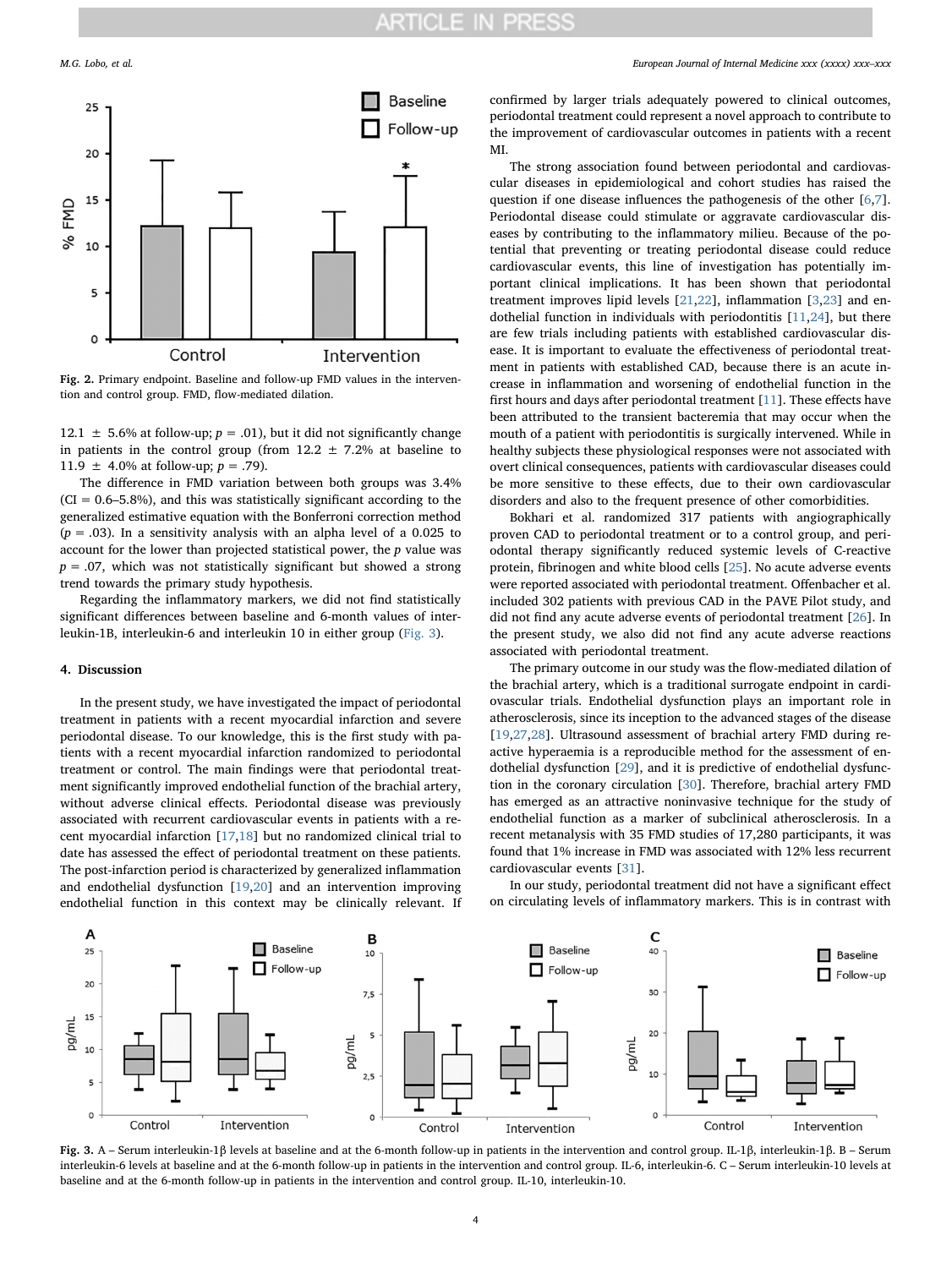Fig. 2. Primary endpoint. Baseline and follow-up FMD values in the intervention and control group. FMD, flow-mediated dilation.

12.1 ± 5.6% at follow-up; $p = .01$), but it did not significantly change in patients in the control group (from 12.2 ± 7.2% at baseline to 11.9 ± 4.0% at follow-up; $p = .79$).

The difference in FMD variation between both groups was 3.4% (CI = 0.6–5.8%), and this was statistically significant according to the generalized estimative equation with the Bonferroni correction method ($p = .03$). In a sensitivity analysis with an alpha level of a 0.025 to account for the lower than projected statistical power, the $p$ value was $p = .07$, which was not statistically significant but showed a strong trend towards the primary study hypothesis.

Regarding the inflammatory markers, we did not find statistically significant differences between baseline and 6-month values of interleukin-1B, interleukin-6 and interleukin 10 in either group (Fig. 3).

## 4. Discussion

In the present study, we have investigated the impact of periodontal treatment in patients with a recent myocardial infarction and severe periodontal disease. To our knowledge, this is the first study with patients with a recent myocardial infarction randomized to periodontal treatment or control. The main findings were that periodontal treatment significantly improved endothelial function of the brachial artery, without adverse clinical effects. Periodontal disease was previously associated with recurrent cardiovascular events in patients with a recent myocardial infarction [17,18] but no randomized clinical trial to date has assessed the effect of periodontal treatment on these patients. The post-infarction period is characterized by generalized inflammation and endothelial dysfunction [19,20] and an intervention improving endothelial function in this context may be clinically relevant. If confirmed by larger trials adequately powered to clinical outcomes, periodontal treatment could represent a novel approach to contribute to the improvement of cardiovascular outcomes in patients with a recent MI.

The strong association found between periodontal and cardiovascular diseases in epidemiological and cohort studies has raised the question if one disease influences the pathogenesis of the other [6,7]. Periodontal disease could stimulate or aggravate cardiovascular diseases by contributing to the inflammatory milieu. Because of the potential that preventing or treating periodontal disease could reduce cardiovascular events, this line of investigation has potentially important clinical implications. It has been shown that periodontal treatment improves lipid levels [21,22], inflammation [3,23] and endothelial function in individuals with periodontitis [11,24], but there are few trials including patients with established cardiovascular disease. It is important to evaluate the effectiveness of periodontal treatment in patients with established CAD, because there is an acute increase in inflammation and worsening of endothelial function in the first hours and days after periodontal treatment [11]. These effects have been attributed to the transient bacteremia that may occur when the mouth of a patient with periodontitis is surgically intervened. While in healthy subjects these physiological responses were not associated with overt clinical consequences, patients with cardiovascular diseases could be more sensitive to these effects, due to their own cardiovascular disorders and also to the frequent presence of other comorbidities.

Bokhari et al. randomized 317 patients with angiographically proven CAD to periodontal treatment or to a control group, and periodontal therapy significantly reduced systemic levels of C-reactive protein, fibrinogen and white blood cells [25]. No acute adverse events were reported associated with periodontal treatment. Offenbacher et al. included 302 patients with previous CAD in the PAVE Pilot study, and did not find any acute adverse events of periodontal treatment [26]. In the present study, we also did not find any acute adverse reactions associated with periodontal treatment.

The primary outcome in our study was the flow-mediated dilation of the brachial artery, which is a traditional surrogate endpoint in cardiovascular trials. Endothelial dysfunction plays an important role in atherosclerosis, since its inception to the advanced stages of the disease [19,27,28]. Ultrasound assessment of brachial artery FMD during reactive hyperaemia is a reproducible method for the assessment of endothelial dysfunction [29], and it is predictive of endothelial dysfunction in the coronary circulation [30]. Therefore, brachial artery FMD has emerged as an attractive noninvasive technique for the study of endothelial function as a marker of subclinical atherosclerosis. In a recent metanalysis with 35 FMD studies of 17,280 participants, it was found that 1% increase in FMD was associated with 12% less recurrent cardiovascular events [31].

In our study, periodontal treatment did not have a significant effect on circulating levels of inflammatory markers. This is in contrast with

Fig. 3. A – Serum interleukin-1β levels at baseline and at the 6-month follow-up in patients in the intervention and control group. IL-1β, interleukin-1β. B – Serum interleukin-6 levels at baseline and at the 6-month follow-up in patients in the intervention and control group. IL-6, interleukin-6. C – Serum interleukin-10 levels at baseline and at the 6-month follow-up in patients in the intervention and control group. IL-10, interleukin-10.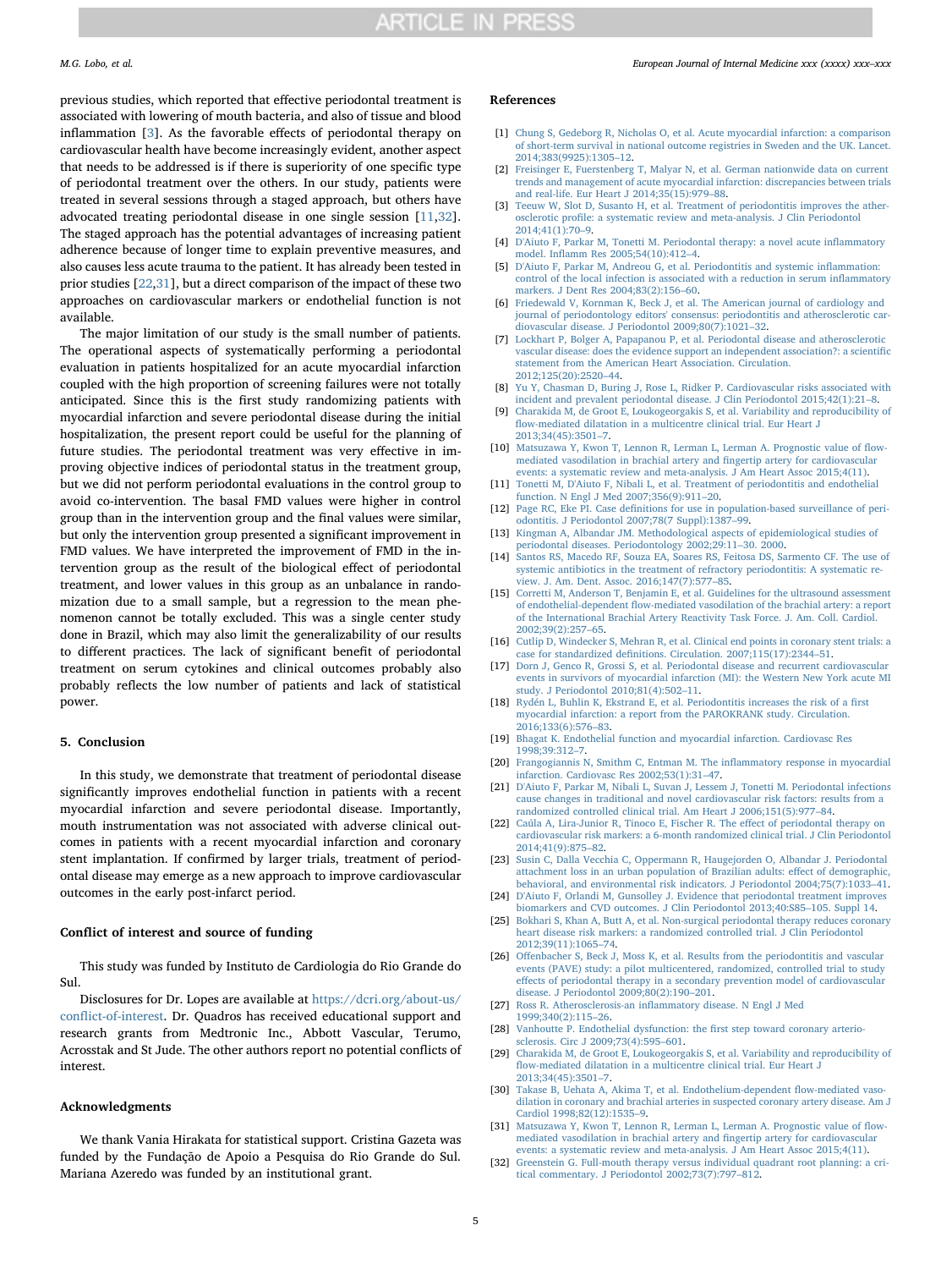previous studies, which reported that effective periodontal treatment is associated with lowering of mouth bacteria, and also of tissue and blood inflammation [3]. As the favorable effects of periodontal therapy on cardiovascular health have become increasingly evident, another aspect that needs to be addressed is if there is superiority of one specific type of periodontal treatment over the others. In our study, patients were treated in several sessions through a staged approach, but others have advocated treating periodontal disease in one single session [11,32]. The staged approach has the potential advantages of increasing patient adherence because of longer time to explain preventive measures, and also causes less acute trauma to the patient. It has already been tested in prior studies [22,31], but a direct comparison of the impact of these two approaches on cardiovascular markers or endothelial function is not available.

The major limitation of our study is the small number of patients. The operational aspects of systematically performing a periodontal evaluation in patients hospitalized for an acute myocardial infarction coupled with the high proportion of screening failures were not totally anticipated. Since this is the first study randomizing patients with myocardial infarction and severe periodontal disease during the initial hospitalization, the present report could be useful for the planning of future studies. The periodontal treatment was very effective in improving objective indices of periodontal status in the treatment group, but we did not perform periodontal evaluations in the control group to avoid co-intervention. The basal FMD values were higher in control group than in the intervention group and the final values were similar, but only the intervention group presented a significant improvement in FMD values. We have interpreted the improvement of FMD in the intervention group as the result of the biological effect of periodontal treatment, and lower values in this group as an unbalance in randomization due to a small sample, but a regression to the mean phenomenon cannot be totally excluded. This was a single center study done in Brazil, which may also limit the generalizability of our results to different practices. The lack of significant benefit of periodontal treatment on serum cytokines and clinical outcomes probably also probably reflects the low number of patients and lack of statistical power.

## 5. Conclusion

In this study, we demonstrate that treatment of periodontal disease significantly improves endothelial function in patients with a recent myocardial infarction and severe periodontal disease. Importantly, mouth instrumentation was not associated with adverse clinical outcomes in patients with a recent myocardial infarction and coronary stent implantation. If confirmed by larger trials, treatment of periodontal disease may emerge as a new approach to improve cardiovascular outcomes in the early post-infarct period.

## Conflict of interest and source of funding

This study was funded by Instituto de Cardiologia do Rio Grande do Sul.

Disclosures for Dr. Lopes are available at https://dcri.org/about-us/conflict-of-interest. Dr. Quadros has received educational support and research grants from Medtronic Inc., Abbott Vascular, Terumo, Acrosstak and St Jude. The other authors report no potential conflicts of interest.

## Acknowledgments

We thank Vania Hirakata for statistical support. Cristina Gazeta was funded by the Fundação de Apoio a Pesquisa do Rio Grande do Sul. Mariana Azeredo was funded by an institutional grant.

## References

[1] Chung S, Gedeborg R, Nicholas O, et al. Acute myocardial infarction: a comparison of short-term survival in national outcome registries in Sweden and the UK. Lancet. 2014;383(9925):1305–12.

[2] Freisinger E, Fuerstenberg T, Malyar N, et al. German nationwide data on current trends and management of acute myocardial infarction: discrepancies between trials and real-life. Eur Heart J 2014;35(15):979–88.

[3] Teeuw W, Slot D, Susanto H, et al. Treatment of periodontitis improves the atherosclerotic profile: a systematic review and meta-analysis. J Clin Periodontol 2014;41(1):70–9.

[4] D'Aiuto F, Parkar M, Tonetti M. Periodontal therapy: a novel acute inflammatory model. Inflamm Res 2005;54(10):412–4.

[5] D'Aiuto F, Parkar M, Andreou G, et al. Periodontitis and systemic inflammation: control of the local infection is associated with a reduction in serum inflammatory markers. J Dent Res 2004;83(2):156–60.

[6] Friedewald V, Kornman K, Beck J, et al. The American journal of cardiology and journal of periodontology editors' consensus: periodontitis and atherosclerotic cardiovascular disease. J Periodontol 2009;80(7):1021–32.

[7] Lockhart P, Bolger A, Papapanou P, et al. Periodontal disease and atherosclerotic vascular disease: does the evidence support an independent association?: a scientific statement from the American Heart Association. Circulation. 2012;125(20):2520–44.

[8] Yu Y, Chasman D, Buring J, Rose L, Ridker P. Cardiovascular risks associated with incident and prevalent periodontal disease. J Clin Periodontol 2015;42(1):21–8.

[9] Charakida M, de Groot E, Loukogeorgakis S, et al. Variability and reproducibility of flow-mediated dilatation in a multicentre clinical trial. Eur Heart J 2013;34(45):3501–7.

[10] Matsuzawa Y, Kwon T, Lennon R, Lerman L, Lerman A. Prognostic value of flow-mediated vasodilation in brachial artery and fingertip artery for cardiovascular events: a systematic review and meta-analysis. J Am Heart Assoc 2015;4(11).

[11] Tonetti M, D'Aiuto F, Nibali L, et al. Treatment of periodontitis and endothelial function. N Engl J Med 2007;356(9):911–20.

[12] Page RC, Eke PI. Case definitions for use in population-based surveillance of periodontitis. J Periodontol 2007;78(7 Suppl):1387–99.

[13] Kingman A, Albandar JM. Methodological aspects of epidemiological studies of periodontal diseases. Periodontology 2002;29:11–30. 2000.

[14] Santos RS, Macedo RF, Souza EA, Soares RS, Feitosa DS, Sarmento CF. The use of systemic antibiotics in the treatment of refractory periodontitis: A systematic review. J. Am. Dent. Assoc. 2016;147(7):577–85.

[15] Corretti M, Anderson T, Benjamin E, et al. Guidelines for the ultrasound assessment of endothelial-dependent flow-mediated vasodilation of the brachial artery: a report of the International Brachial Artery Reactivity Task Force. J. Am. Coll. Cardiol. 2002;39(2):257–65.

[16] Cutlip D, Windecker S, Mehran R, et al. Clinical end points in coronary stent trials: a case for standardized definitions. Circulation. 2007;115(17):2344–51.

[17] Dorn J, Genco R, Grossi S, et al. Periodontal disease and recurrent cardiovascular events in survivors of myocardial infarction (MI): the Western New York acute MI study. J Periodontol 2010;81(4):502–11.

[18] Rydén L, Buhlin K, Ekstrand E, et al. Periodontitis increases the risk of a first myocardial infarction: a report from the PAROKRANK study. Circulation. 2016;133(6):576–83.

[19] Bhagat K. Endothelial function and myocardial infarction. Cardiovasc Res 1998;39:312–7.

[20] Frangogiannis N, Smithm C, Entman M. The inflammatory response in myocardial infarction. Cardiovasc Res 2002;53(1):31–47.

[21] D'Aiuto F, Parkar M, Nibali L, Suvan J, Lessem J, Tonetti M. Periodontal infections cause changes in traditional and novel cardiovascular risk factors: results from a randomized controlled clinical trial. Am Heart J 2006;151(5):977–84.

[22] Caúla A, Lira-Junior R, Tinoco E, Fischer R. The effect of periodontal therapy on cardiovascular risk markers: a 6-month randomized clinical trial. J Clin Periodontol 2014;41(9):875–82.

[23] Susin C, Dalla Vecchia C, Oppermann R, Haugejorden O, Albandar J. Periodontal attachment loss in an urban population of Brazilian adults: effect of demographic, behavioral, and environmental risk indicators. J Periodontol 2004;75(7):1033–41.

[24] D'Aiuto F, Orlandi M, Gunsolley J. Evidence that periodontal treatment improves biomarkers and CVD outcomes. J Clin Periodontol 2013;40:S85–105. Suppl 14.

[25] Bokhari S, Khan A, Butt A, et al. Non-surgical periodontal therapy reduces coronary heart disease risk markers: a randomized controlled trial. J Clin Periodontol 2012;39(11):1065–74.

[26] Offenbacher S, Beck J, Moss K, et al. Results from the periodontitis and vascular events (PAVE) study: a pilot multicentered, randomized, controlled trial to study effects of periodontal therapy in a secondary prevention model of cardiovascular disease. J Periodontol 2009;80(2):190–201.

[27] Ross R. Atherosclerosis-an inflammatory disease. N Engl J Med 1999;340(2):115–26.

[28] Vanhoutte P. Endothelial dysfunction: the first step toward coronary arteriosclerosis. Circ J 2009;73(4):595–601.

[29] Charakida M, de Groot E, Loukogeorgakis S, et al. Variability and reproducibility of flow-mediated dilatation in a multicentre clinical trial. Eur Heart J 2013;34(45):3501–7.

[30] Takase B, Uehata A, Akima T, et al. Endothelium-dependent flow-mediated vasodilation in coronary and brachial arteries in suspected coronary artery disease. Am J Cardiol 1998;82(12):1535–9.

[31] Matsuzawa Y, Kwon T, Lennon R, Lerman L, Lerman A. Prognostic value of flow-mediated vasodilation in brachial artery and fingertip artery for cardiovascular events: a systematic review and meta-analysis. J Am Heart Assoc 2015;4(11).

[32] Greenstein G. Full-mouth therapy versus individual quadrant root planning: a critical commentary. J Periodontol 2002;73(7):797–812.